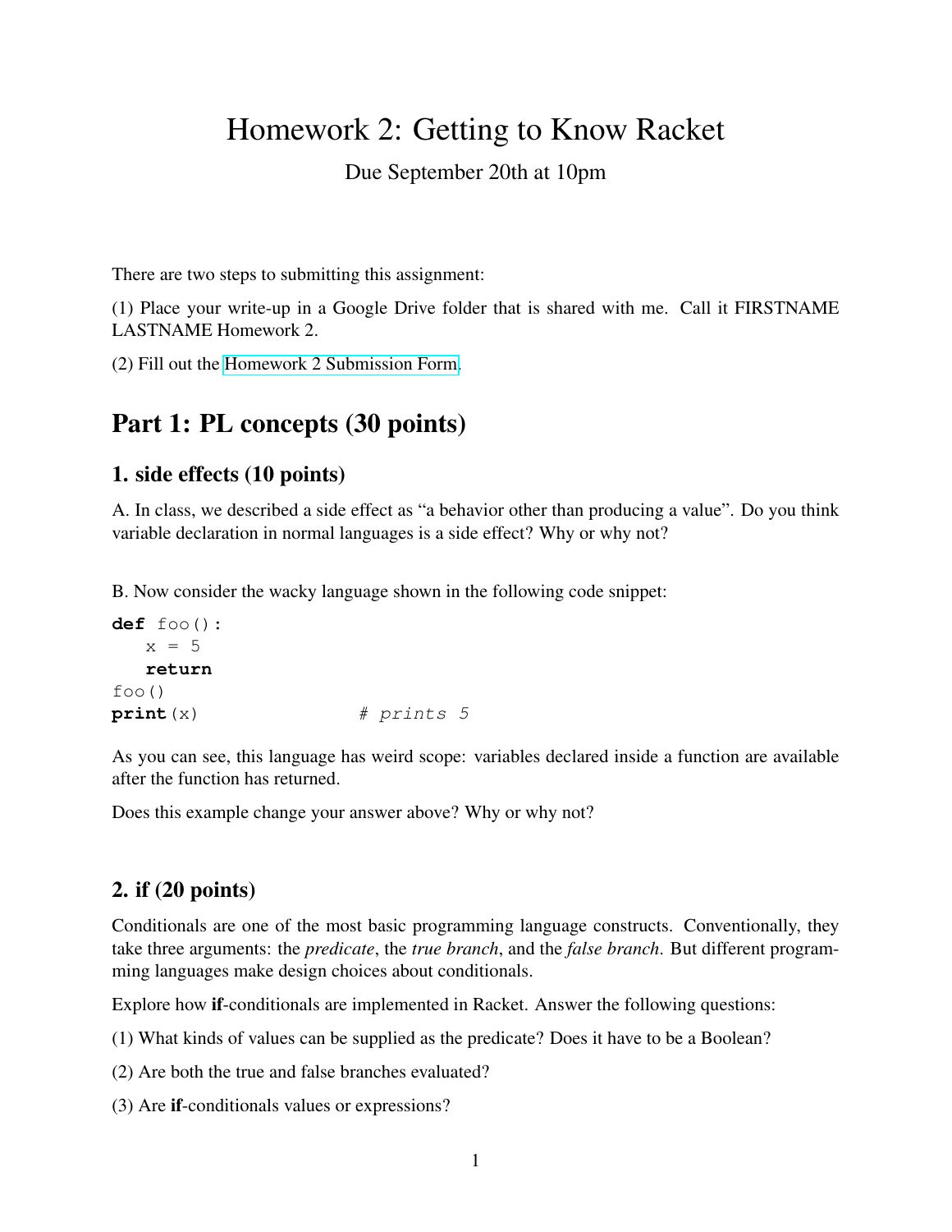# Homework 2: Getting to Know Racket

Due September 20th at 10pm

There are two steps to submitting this assignment:

(1) Place your write-up in a Google Drive folder that is shared with me. Call it FIRSTNAME LASTNAME Homework 2.

(2) Fill out the Homework 2 Submission Form.

## Part 1: PL concepts (30 points)

### 1. side effects (10 points)

A. In class, we described a side effect as "a behavior other than producing a value". Do you think variable declaration in normal languages is a side effect? Why or why not?

B. Now consider the wacky language shown in the following code snippet:

```
def foo():
   x = 5
   return
foo()
print(x)                # prints 5
```

As you can see, this language has weird scope: variables declared inside a function are available after the function has returned.

Does this example change your answer above? Why or why not?

### 2. if (20 points)

Conditionals are one of the most basic programming language constructs. Conventionally, they take three arguments: the *predicate*, the *true branch*, and the *false branch*. But different programming languages make design choices about conditionals.

Explore how **if**-conditionals are implemented in Racket. Answer the following questions:

(1) What kinds of values can be supplied as the predicate? Does it have to be a Boolean?

(2) Are both the true and false branches evaluated?

(3) Are **if**-conditionals values or expressions?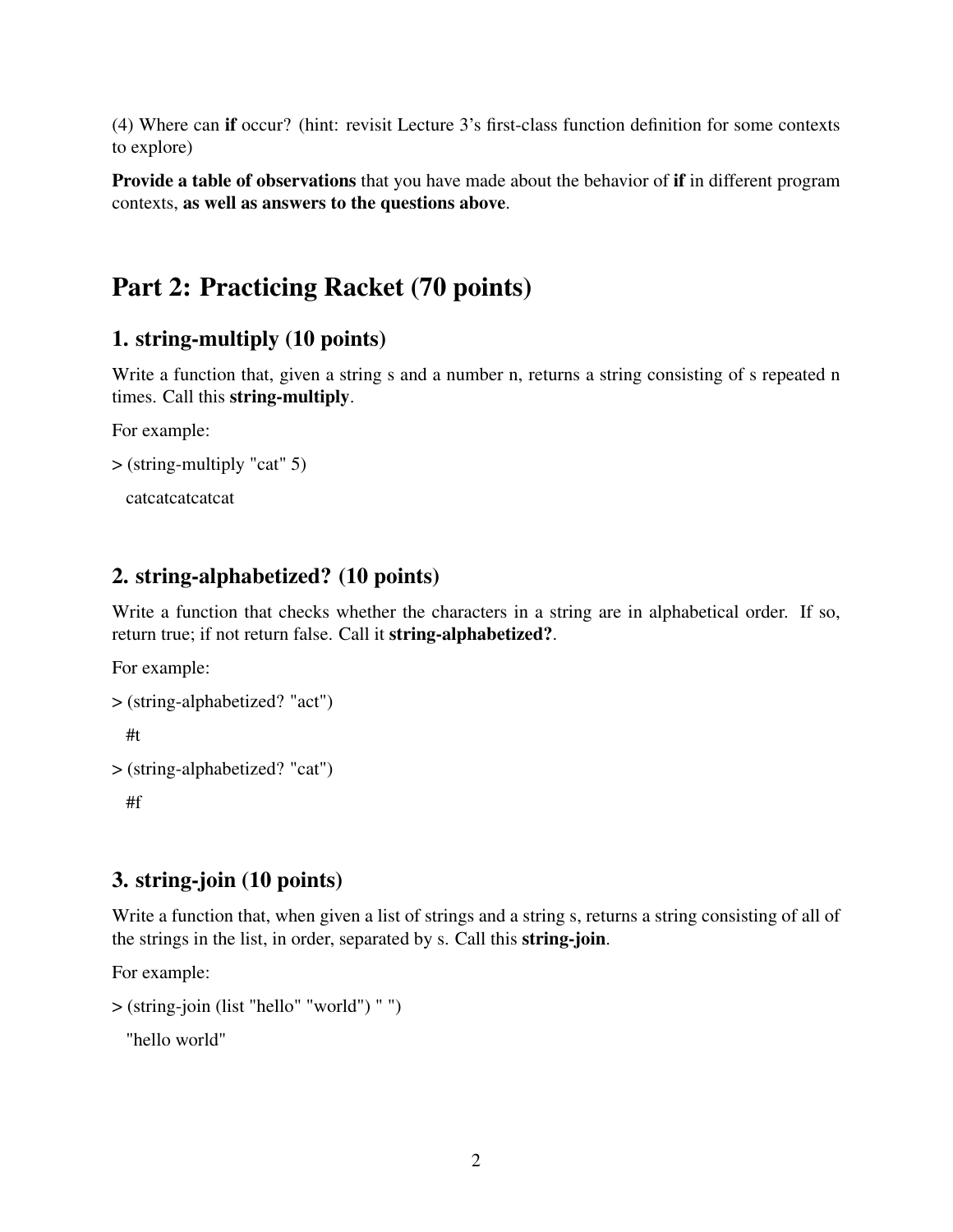(4) Where can **if** occur? (hint: revisit Lecture 3's first-class function definition for some contexts to explore)

**Provide a table of observations** that you have made about the behavior of **if** in different program contexts, **as well as answers to the questions above**.

# Part 2: Practicing Racket (70 points)

## 1. string-multiply (10 points)

Write a function that, given a string s and a number n, returns a string consisting of s repeated n times. Call this **string-multiply**.

For example:

```
> (string-multiply "cat" 5)
  catcatcatcatcat
```

## 2. string-alphabetized? (10 points)

Write a function that checks whether the characters in a string are in alphabetical order. If so, return true; if not return false. Call it **string-alphabetized?**.

For example:

```
> (string-alphabetized? "act")
  #t
> (string-alphabetized? "cat")
  #f
```

## 3. string-join (10 points)

Write a function that, when given a list of strings and a string s, returns a string consisting of all of the strings in the list, in order, separated by s. Call this **string-join**.

For example:

```
> (string-join (list "hello" "world") " ")
  "hello world"
```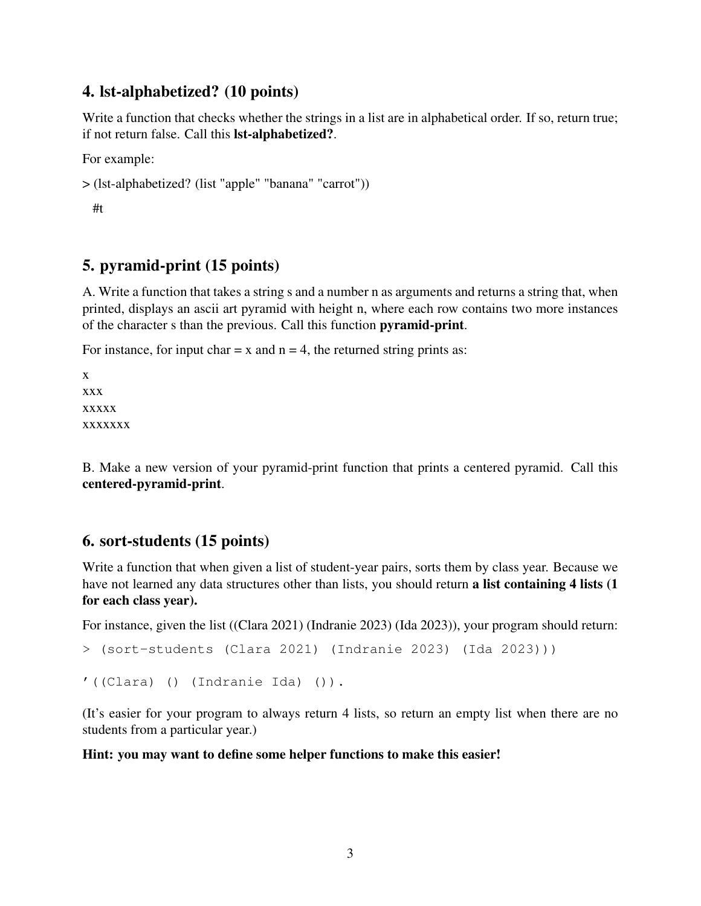## 4. lst-alphabetized? (10 points)

Write a function that checks whether the strings in a list are in alphabetical order. If so, return true; if not return false. Call this **lst-alphabetized?**.

For example:

```
> (lst-alphabetized? (list "apple" "banana" "carrot"))
  #t
```

## 5. pyramid-print (15 points)

A. Write a function that takes a string s and a number n as arguments and returns a string that, when printed, displays an ascii art pyramid with height n, where each row contains two more instances of the character s than the previous. Call this function **pyramid-print**.

For instance, for input char = x and n = 4, the returned string prints as:

```
x
xxx
xxxxx
xxxxxxx
```

B. Make a new version of your pyramid-print function that prints a centered pyramid. Call this **centered-pyramid-print**.

## 6. sort-students (15 points)

Write a function that when given a list of student-year pairs, sorts them by class year. Because we have not learned any data structures other than lists, you should return **a list containing 4 lists (1 for each class year).**

For instance, given the list ((Clara 2021) (Indranie 2023) (Ida 2023)), your program should return:

```
> (sort-students (Clara 2021) (Indranie 2023) (Ida 2023)))

'((Clara) () (Indranie Ida) ()).
```

(It's easier for your program to always return 4 lists, so return an empty list when there are no students from a particular year.)

**Hint: you may want to define some helper functions to make this easier!**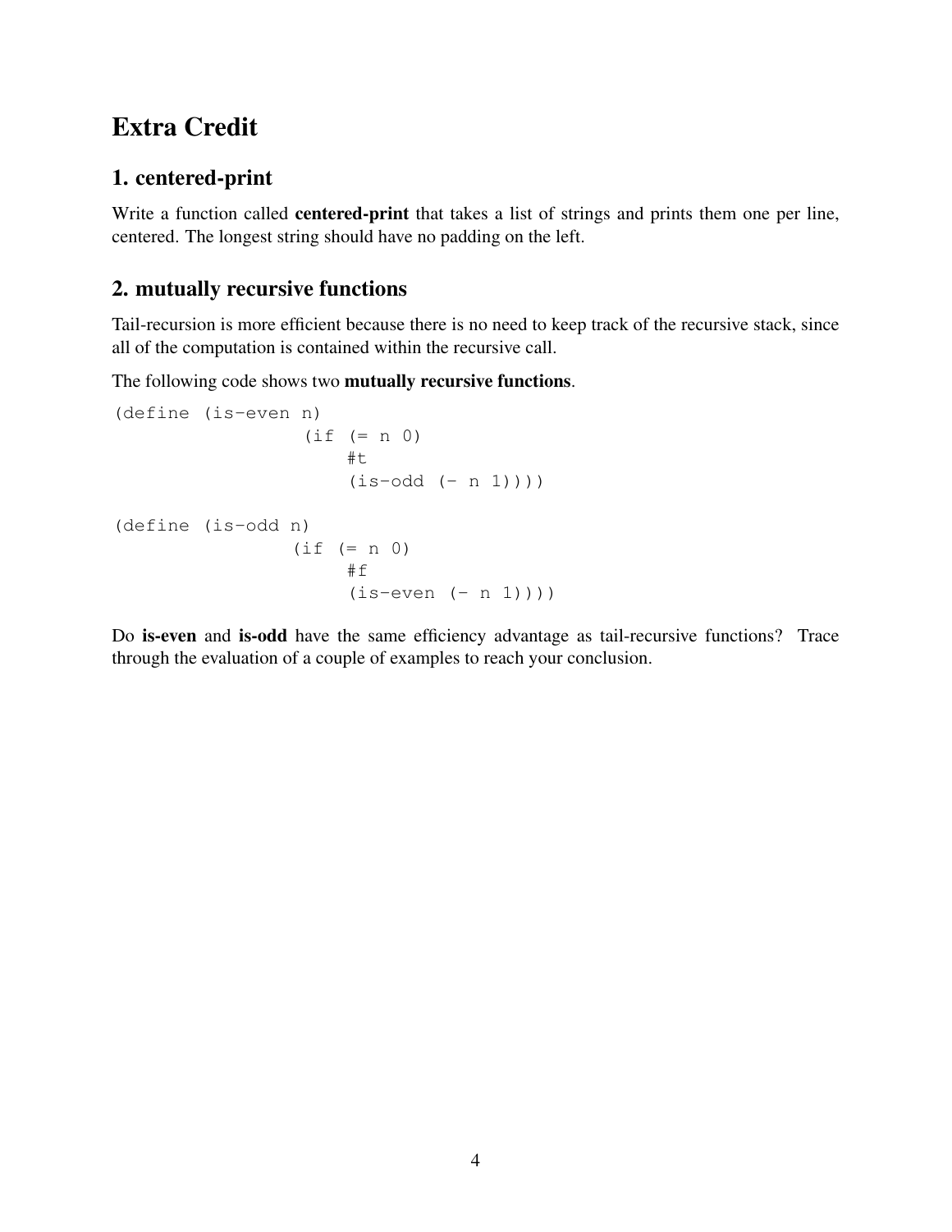# Extra Credit

## 1. centered-print

Write a function called **centered-print** that takes a list of strings and prints them one per line, centered. The longest string should have no padding on the left.

## 2. mutually recursive functions

Tail-recursion is more efficient because there is no need to keep track of the recursive stack, since all of the computation is contained within the recursive call.

The following code shows two **mutually recursive functions**.

```
(define (is-even n)
                 (if (= n 0)
                     #t
                     (is-odd (- n 1))))

(define (is-odd n)
                (if (= n 0)
                     #f
                     (is-even (- n 1))))
```

Do **is-even** and **is-odd** have the same efficiency advantage as tail-recursive functions? Trace through the evaluation of a couple of examples to reach your conclusion.